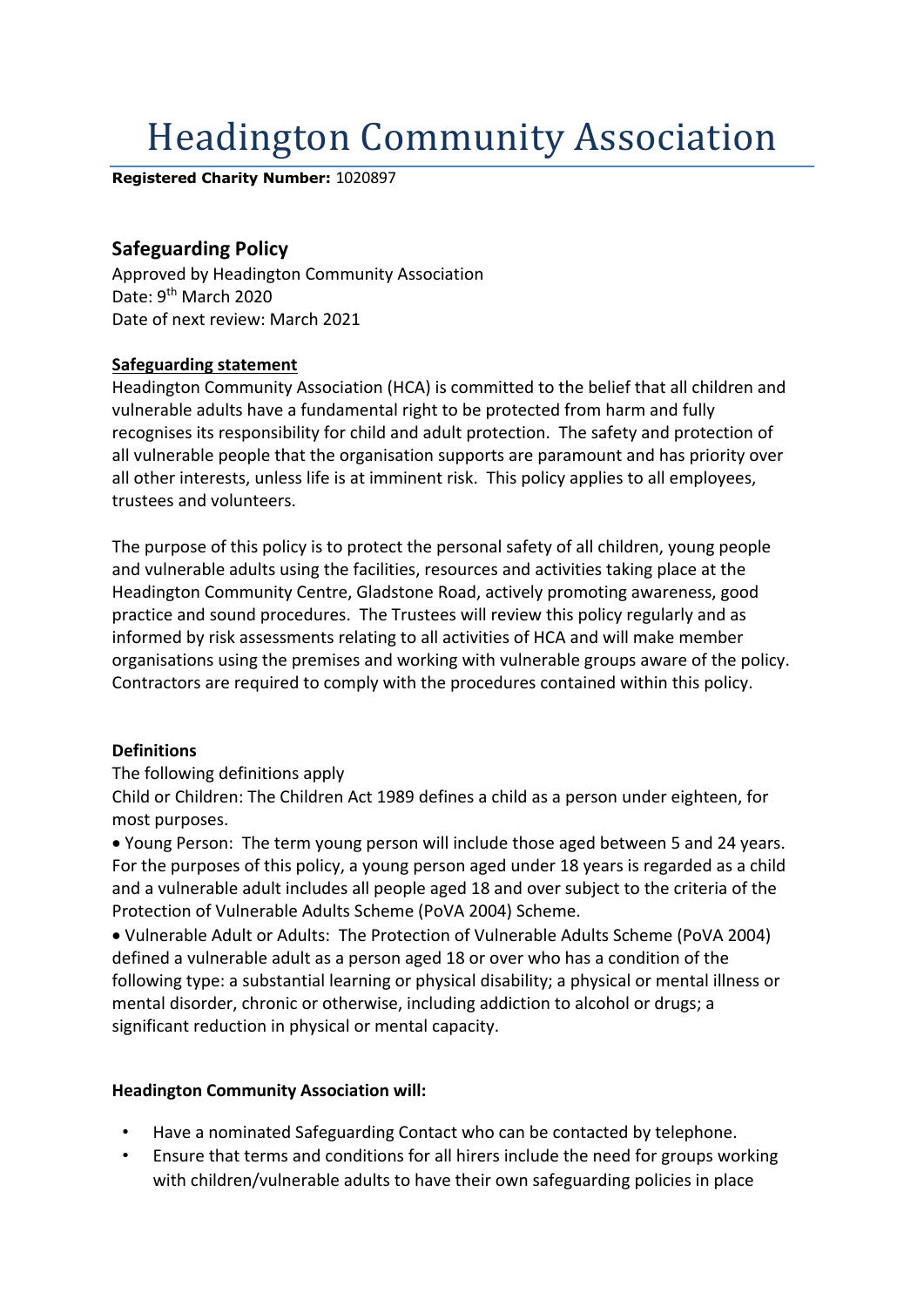# Headington Community Association

**Registered Charity Number:** 1020897

## Safeguarding Policy

Approved by Headington Community Association
Date: 9th March 2020
Date of next review: March 2021

**Safeguarding statement**

Headington Community Association (HCA) is committed to the belief that all children and vulnerable adults have a fundamental right to be protected from harm and fully recognises its responsibility for child and adult protection. The safety and protection of all vulnerable people that the organisation supports are paramount and has priority over all other interests, unless life is at imminent risk. This policy applies to all employees, trustees and volunteers.

The purpose of this policy is to protect the personal safety of all children, young people and vulnerable adults using the facilities, resources and activities taking place at the Headington Community Centre, Gladstone Road, actively promoting awareness, good practice and sound procedures. The Trustees will review this policy regularly and as informed by risk assessments relating to all activities of HCA and will make member organisations using the premises and working with vulnerable groups aware of the policy. Contractors are required to comply with the procedures contained within this policy.

**Definitions**

The following definitions apply

Child or Children: The Children Act 1989 defines a child as a person under eighteen, for most purposes.

- Young Person: The term young person will include those aged between 5 and 24 years. For the purposes of this policy, a young person aged under 18 years is regarded as a child and a vulnerable adult includes all people aged 18 and over subject to the criteria of the Protection of Vulnerable Adults Scheme (PoVA 2004) Scheme.
- Vulnerable Adult or Adults: The Protection of Vulnerable Adults Scheme (PoVA 2004) defined a vulnerable adult as a person aged 18 or over who has a condition of the following type: a substantial learning or physical disability; a physical or mental illness or mental disorder, chronic or otherwise, including addiction to alcohol or drugs; a significant reduction in physical or mental capacity.

**Headington Community Association will:**

- Have a nominated Safeguarding Contact who can be contacted by telephone.
- Ensure that terms and conditions for all hirers include the need for groups working with children/vulnerable adults to have their own safeguarding policies in place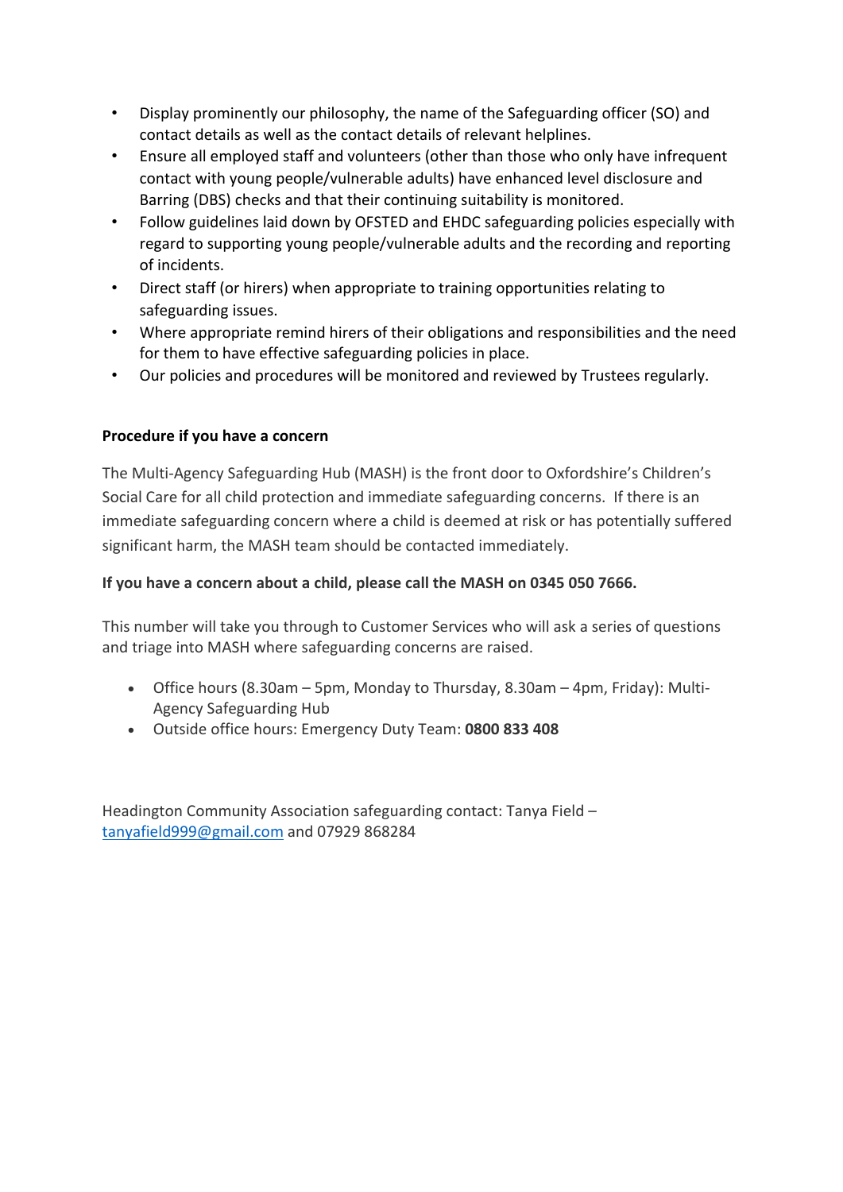- Display prominently our philosophy, the name of the Safeguarding officer (SO) and contact details as well as the contact details of relevant helplines.
- Ensure all employed staff and volunteers (other than those who only have infrequent contact with young people/vulnerable adults) have enhanced level disclosure and Barring (DBS) checks and that their continuing suitability is monitored.
- Follow guidelines laid down by OFSTED and EHDC safeguarding policies especially with regard to supporting young people/vulnerable adults and the recording and reporting of incidents.
- Direct staff (or hirers) when appropriate to training opportunities relating to safeguarding issues.
- Where appropriate remind hirers of their obligations and responsibilities and the need for them to have effective safeguarding policies in place.
- Our policies and procedures will be monitored and reviewed by Trustees regularly.

**Procedure if you have a concern**

The Multi-Agency Safeguarding Hub (MASH) is the front door to Oxfordshire's Children's Social Care for all child protection and immediate safeguarding concerns. If there is an immediate safeguarding concern where a child is deemed at risk or has potentially suffered significant harm, the MASH team should be contacted immediately.

**If you have a concern about a child, please call the MASH on 0345 050 7666.**

This number will take you through to Customer Services who will ask a series of questions and triage into MASH where safeguarding concerns are raised.

- Office hours (8.30am – 5pm, Monday to Thursday, 8.30am – 4pm, Friday): Multi-Agency Safeguarding Hub
- Outside office hours: Emergency Duty Team: **0800 833 408**

Headington Community Association safeguarding contact: Tanya Field – tanyafield999@gmail.com and 07929 868284